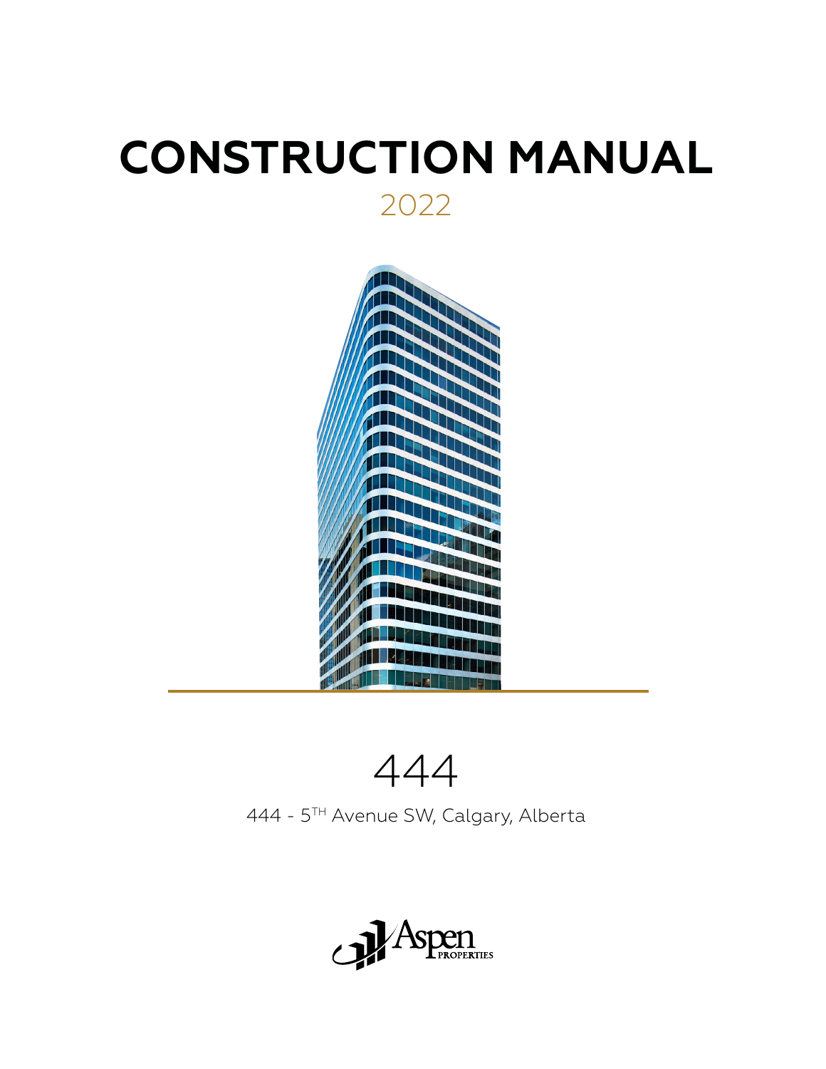# CONSTRUCTION MANUAL

2022

444

444 - 5TH Avenue SW, Calgary, Alberta

Aspen PROPERTIES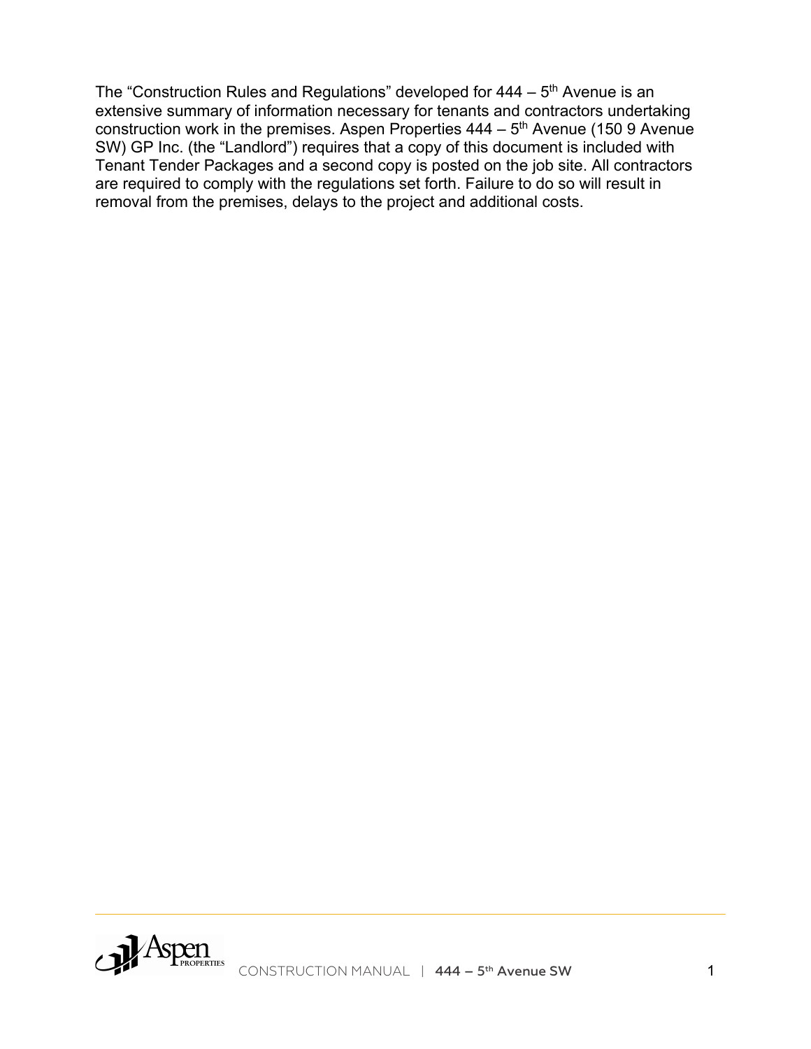The "Construction Rules and Regulations" developed for 444 – 5th Avenue is an extensive summary of information necessary for tenants and contractors undertaking construction work in the premises. Aspen Properties 444 – 5th Avenue (150 9 Avenue SW) GP Inc. (the "Landlord") requires that a copy of this document is included with Tenant Tender Packages and a second copy is posted on the job site. All contractors are required to comply with the regulations set forth. Failure to do so will result in removal from the premises, delays to the project and additional costs.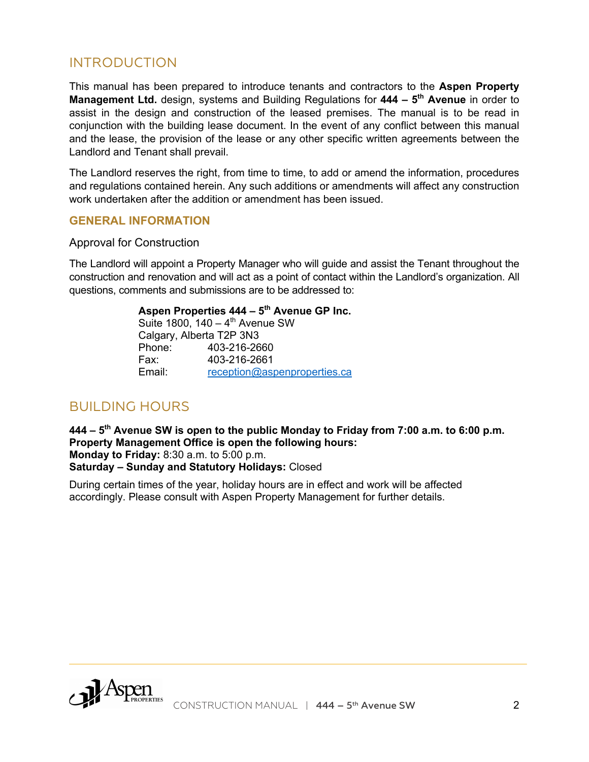# INTRODUCTION

This manual has been prepared to introduce tenants and contractors to the **Aspen Property Management Ltd.** design, systems and Building Regulations for **444 – 5th Avenue** in order to assist in the design and construction of the leased premises. The manual is to be read in conjunction with the building lease document. In the event of any conflict between this manual and the lease, the provision of the lease or any other specific written agreements between the Landlord and Tenant shall prevail.

The Landlord reserves the right, from time to time, to add or amend the information, procedures and regulations contained herein. Any such additions or amendments will affect any construction work undertaken after the addition or amendment has been issued.

## GENERAL INFORMATION

### Approval for Construction

The Landlord will appoint a Property Manager who will guide and assist the Tenant throughout the construction and renovation and will act as a point of contact within the Landlord's organization. All questions, comments and submissions are to be addressed to:

**Aspen Properties 444 – 5th Avenue GP Inc.**
Suite 1800, 140 – 4th Avenue SW
Calgary, Alberta T2P 3N3
Phone: 403-216-2660
Fax: 403-216-2661
Email: reception@aspenproperties.ca

# BUILDING HOURS

**444 – 5th Avenue SW is open to the public Monday to Friday from 7:00 a.m. to 6:00 p.m.**
**Property Management Office is open the following hours:**
**Monday to Friday:** 8:30 a.m. to 5:00 p.m.
**Saturday – Sunday and Statutory Holidays:** Closed

During certain times of the year, holiday hours are in effect and work will be affected accordingly. Please consult with Aspen Property Management for further details.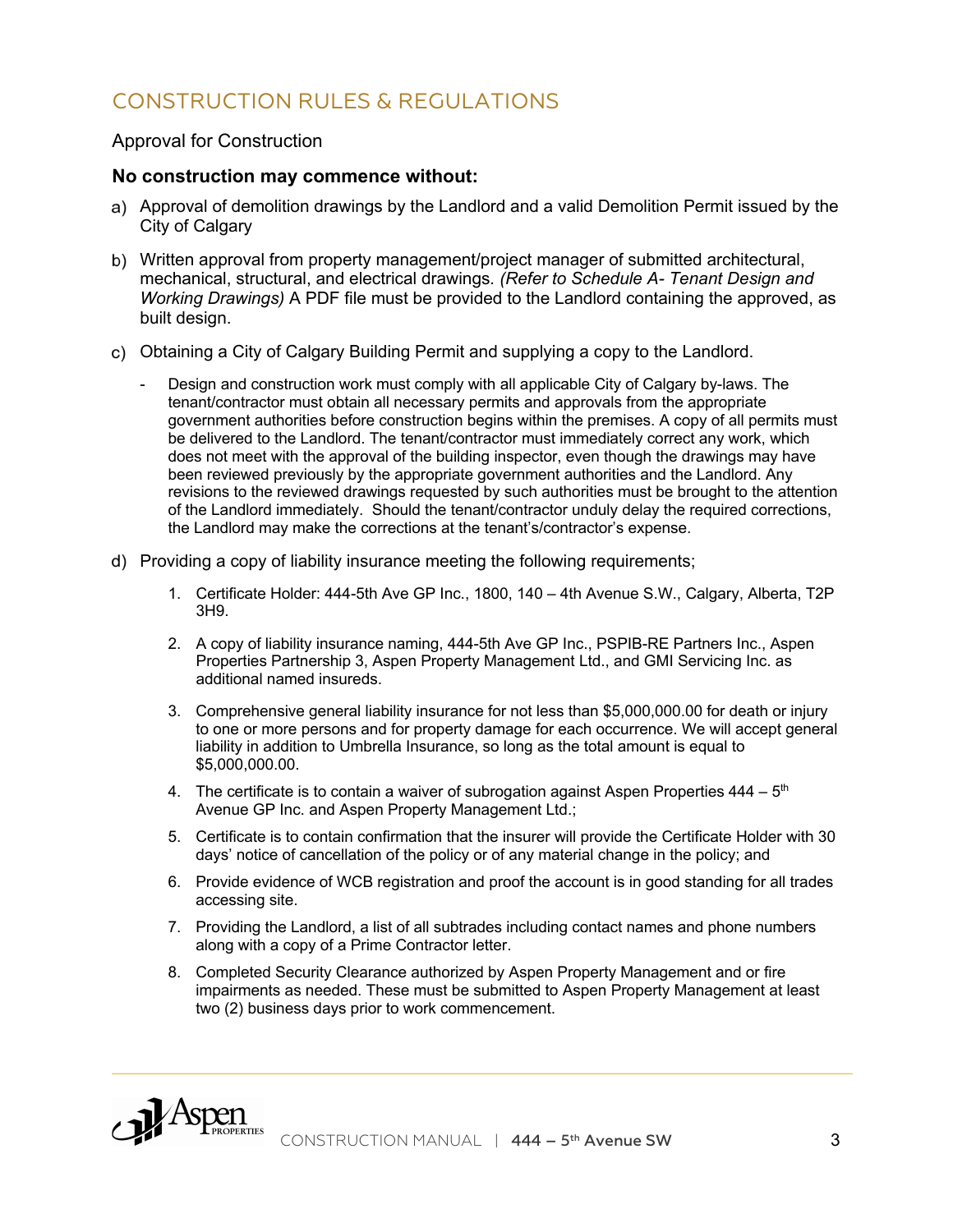# CONSTRUCTION RULES & REGULATIONS

## Approval for Construction

### No construction may commence without:

a) Approval of demolition drawings by the Landlord and a valid Demolition Permit issued by the City of Calgary

b) Written approval from property management/project manager of submitted architectural, mechanical, structural, and electrical drawings. *(Refer to Schedule A- Tenant Design and Working Drawings)* A PDF file must be provided to the Landlord containing the approved, as built design.

c) Obtaining a City of Calgary Building Permit and supplying a copy to the Landlord.

   - Design and construction work must comply with all applicable City of Calgary by-laws. The tenant/contractor must obtain all necessary permits and approvals from the appropriate government authorities before construction begins within the premises. A copy of all permits must be delivered to the Landlord. The tenant/contractor must immediately correct any work, which does not meet with the approval of the building inspector, even though the drawings may have been reviewed previously by the appropriate government authorities and the Landlord. Any revisions to the reviewed drawings requested by such authorities must be brought to the attention of the Landlord immediately. Should the tenant/contractor unduly delay the required corrections, the Landlord may make the corrections at the tenant's/contractor's expense.

d) Providing a copy of liability insurance meeting the following requirements;

   1. Certificate Holder: 444-5th Ave GP Inc., 1800, 140 – 4th Avenue S.W., Calgary, Alberta, T2P 3H9.
   2. A copy of liability insurance naming, 444-5th Ave GP Inc., PSPIB-RE Partners Inc., Aspen Properties Partnership 3, Aspen Property Management Ltd., and GMI Servicing Inc. as additional named insureds.
   3. Comprehensive general liability insurance for not less than $5,000,000.00 for death or injury to one or more persons and for property damage for each occurrence. We will accept general liability in addition to Umbrella Insurance, so long as the total amount is equal to $5,000,000.00.
   4. The certificate is to contain a waiver of subrogation against Aspen Properties 444 – 5th Avenue GP Inc. and Aspen Property Management Ltd.;
   5. Certificate is to contain confirmation that the insurer will provide the Certificate Holder with 30 days' notice of cancellation of the policy or of any material change in the policy; and
   6. Provide evidence of WCB registration and proof the account is in good standing for all trades accessing site.
   7. Providing the Landlord, a list of all subtrades including contact names and phone numbers along with a copy of a Prime Contractor letter.
   8. Completed Security Clearance authorized by Aspen Property Management and or fire impairments as needed. These must be submitted to Aspen Property Management at least two (2) business days prior to work commencement.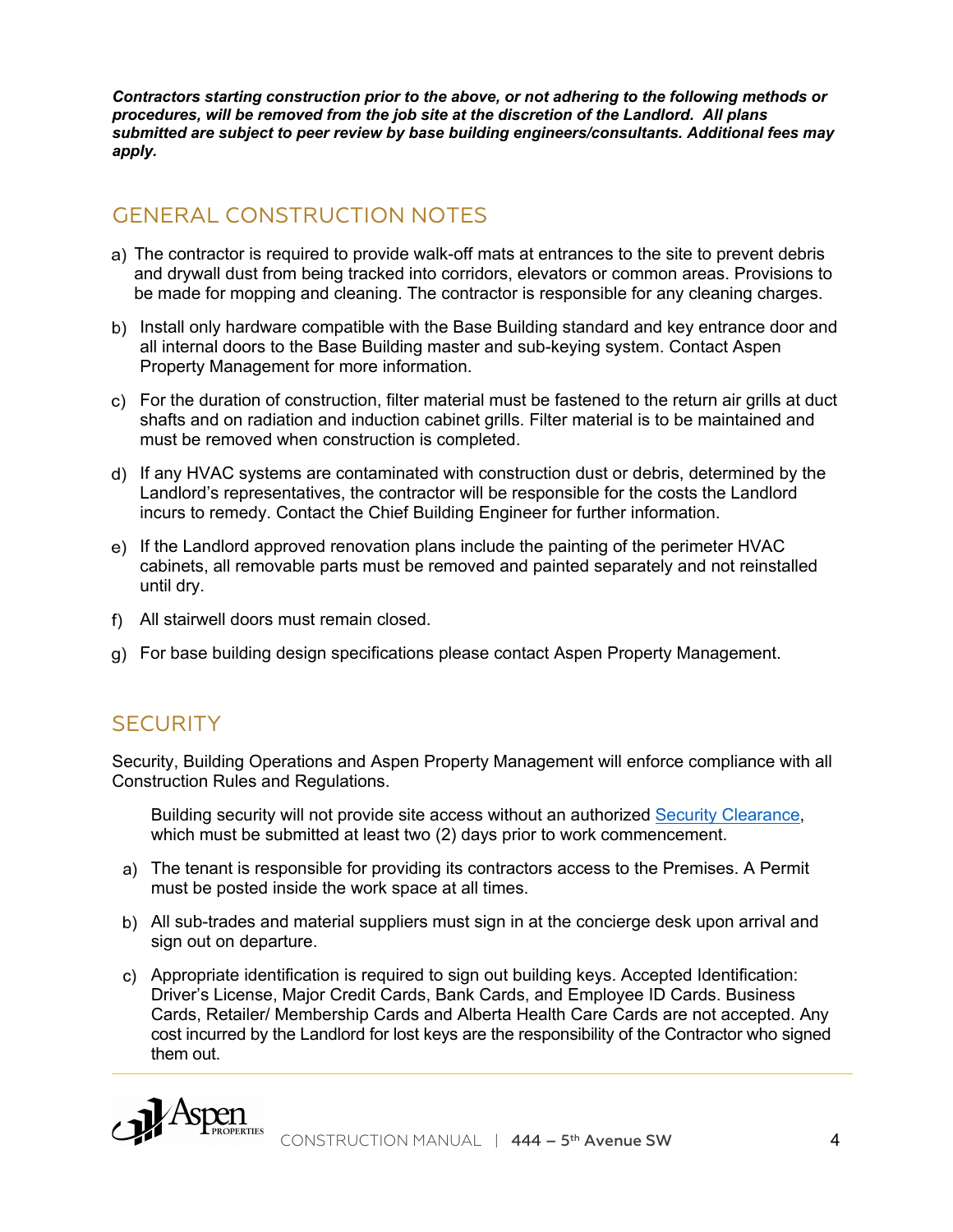***Contractors starting construction prior to the above, or not adhering to the following methods or procedures, will be removed from the job site at the discretion of the Landlord. All plans submitted are subject to peer review by base building engineers/consultants. Additional fees may apply.***

## GENERAL CONSTRUCTION NOTES

a) The contractor is required to provide walk-off mats at entrances to the site to prevent debris and drywall dust from being tracked into corridors, elevators or common areas. Provisions to be made for mopping and cleaning. The contractor is responsible for any cleaning charges.

b) Install only hardware compatible with the Base Building standard and key entrance door and all internal doors to the Base Building master and sub-keying system. Contact Aspen Property Management for more information.

c) For the duration of construction, filter material must be fastened to the return air grills at duct shafts and on radiation and induction cabinet grills. Filter material is to be maintained and must be removed when construction is completed.

d) If any HVAC systems are contaminated with construction dust or debris, determined by the Landlord's representatives, the contractor will be responsible for the costs the Landlord incurs to remedy. Contact the Chief Building Engineer for further information.

e) If the Landlord approved renovation plans include the painting of the perimeter HVAC cabinets, all removable parts must be removed and painted separately and not reinstalled until dry.

f) All stairwell doors must remain closed.

g) For base building design specifications please contact Aspen Property Management.

## SECURITY

Security, Building Operations and Aspen Property Management will enforce compliance with all Construction Rules and Regulations.

Building security will not provide site access without an authorized Security Clearance, which must be submitted at least two (2) days prior to work commencement.

a) The tenant is responsible for providing its contractors access to the Premises. A Permit must be posted inside the work space at all times.

b) All sub-trades and material suppliers must sign in at the concierge desk upon arrival and sign out on departure.

c) Appropriate identification is required to sign out building keys. Accepted Identification: Driver's License, Major Credit Cards, Bank Cards, and Employee ID Cards. Business Cards, Retailer/ Membership Cards and Alberta Health Care Cards are not accepted. Any cost incurred by the Landlord for lost keys are the responsibility of the Contractor who signed them out.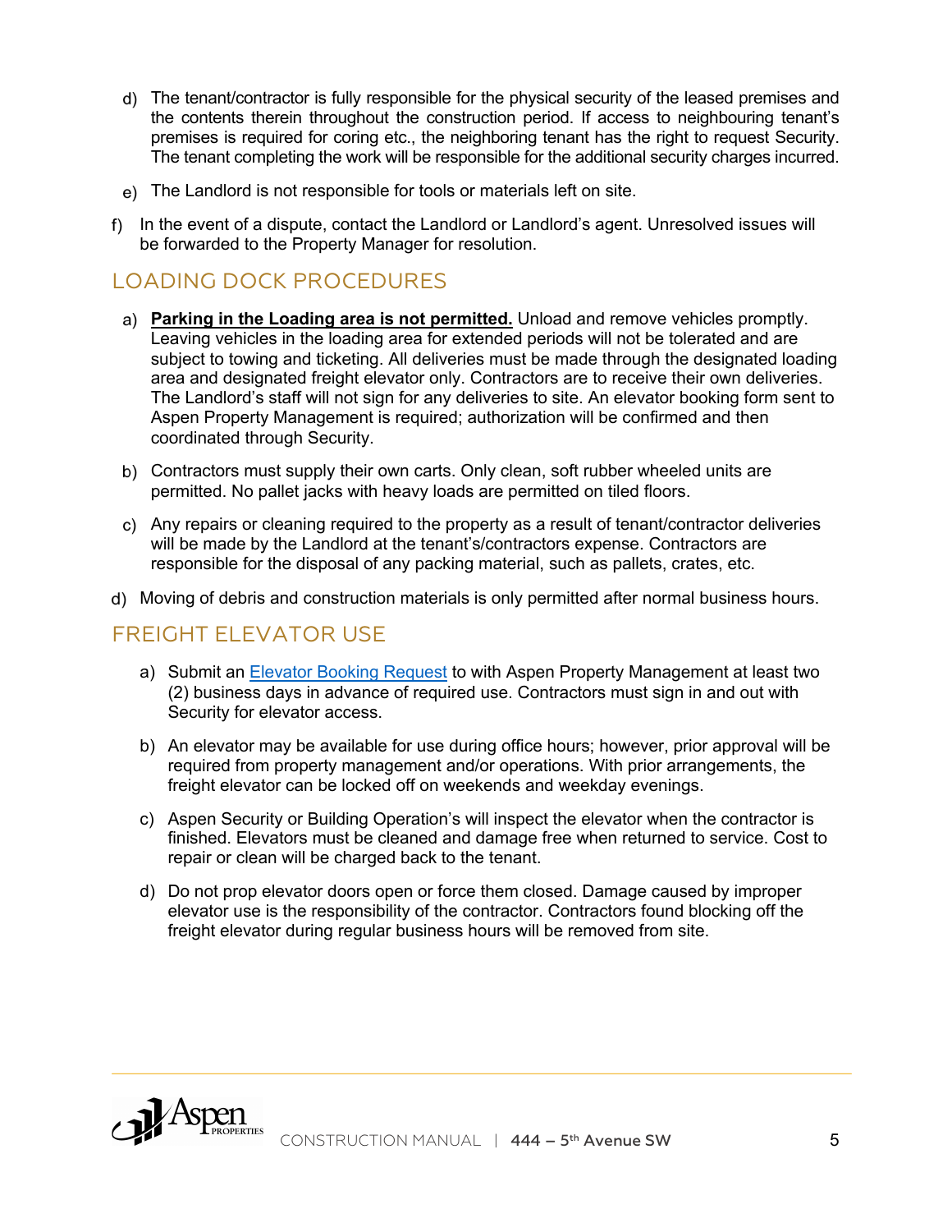d) The tenant/contractor is fully responsible for the physical security of the leased premises and the contents therein throughout the construction period. If access to neighbouring tenant's premises is required for coring etc., the neighboring tenant has the right to request Security. The tenant completing the work will be responsible for the additional security charges incurred.

e) The Landlord is not responsible for tools or materials left on site.

f) In the event of a dispute, contact the Landlord or Landlord's agent. Unresolved issues will be forwarded to the Property Manager for resolution.

## LOADING DOCK PROCEDURES

a) **Parking in the Loading area is not permitted.** Unload and remove vehicles promptly. Leaving vehicles in the loading area for extended periods will not be tolerated and are subject to towing and ticketing. All deliveries must be made through the designated loading area and designated freight elevator only. Contractors are to receive their own deliveries. The Landlord's staff will not sign for any deliveries to site. An elevator booking form sent to Aspen Property Management is required; authorization will be confirmed and then coordinated through Security.

b) Contractors must supply their own carts. Only clean, soft rubber wheeled units are permitted. No pallet jacks with heavy loads are permitted on tiled floors.

c) Any repairs or cleaning required to the property as a result of tenant/contractor deliveries will be made by the Landlord at the tenant's/contractors expense. Contractors are responsible for the disposal of any packing material, such as pallets, crates, etc.

d) Moving of debris and construction materials is only permitted after normal business hours.

## FREIGHT ELEVATOR USE

a) Submit an Elevator Booking Request to with Aspen Property Management at least two (2) business days in advance of required use. Contractors must sign in and out with Security for elevator access.

b) An elevator may be available for use during office hours; however, prior approval will be required from property management and/or operations. With prior arrangements, the freight elevator can be locked off on weekends and weekday evenings.

c) Aspen Security or Building Operation's will inspect the elevator when the contractor is finished. Elevators must be cleaned and damage free when returned to service. Cost to repair or clean will be charged back to the tenant.

d) Do not prop elevator doors open or force them closed. Damage caused by improper elevator use is the responsibility of the contractor. Contractors found blocking off the freight elevator during regular business hours will be removed from site.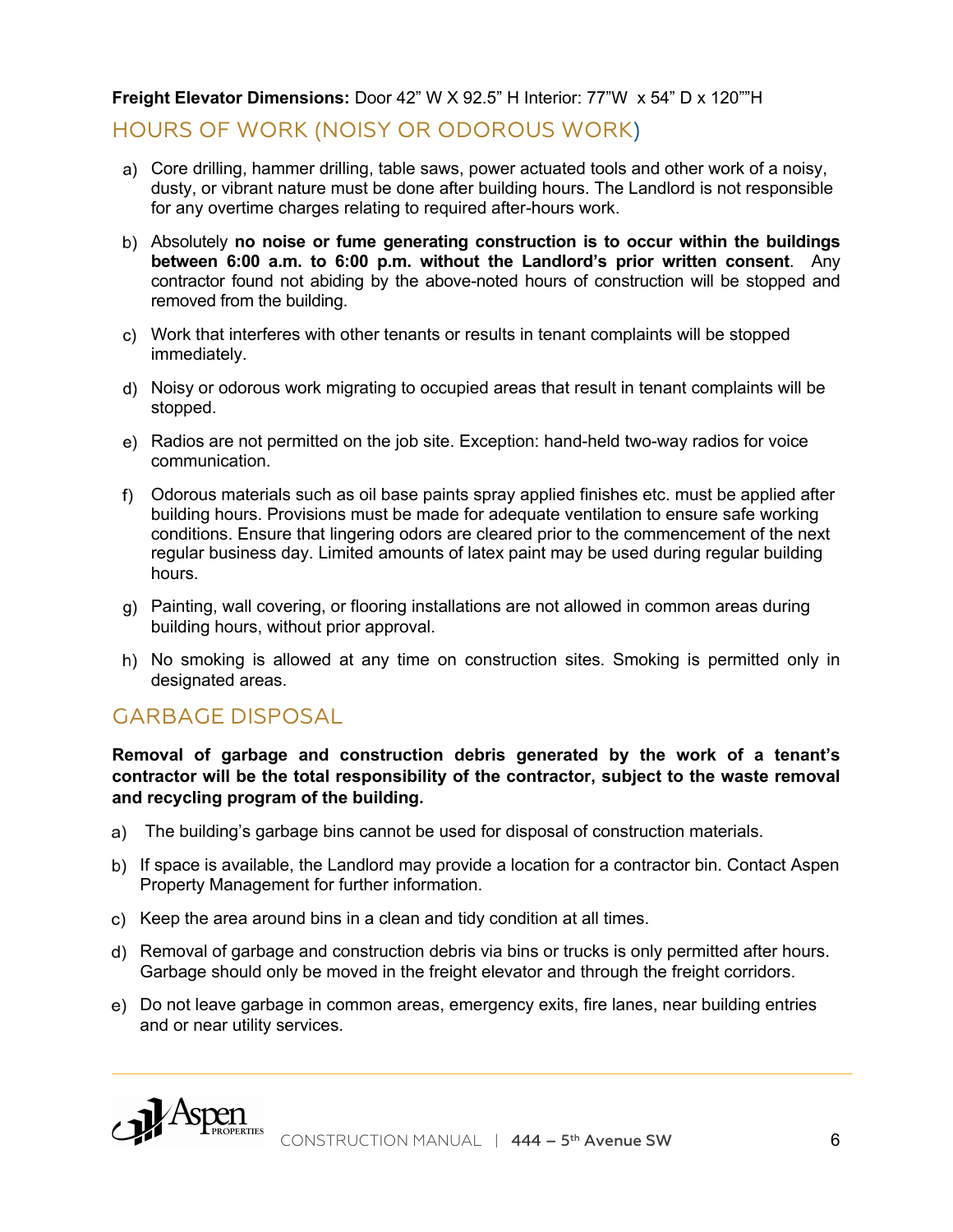**Freight Elevator Dimensions:** Door 42" W X 92.5" H Interior: 77"W x 54" D x 120""H

## HOURS OF WORK (NOISY OR ODOROUS WORK)

a) Core drilling, hammer drilling, table saws, power actuated tools and other work of a noisy, dusty, or vibrant nature must be done after building hours. The Landlord is not responsible for any overtime charges relating to required after-hours work.

b) Absolutely **no noise or fume generating construction is to occur within the buildings between 6:00 a.m. to 6:00 p.m. without the Landlord's prior written consent**. Any contractor found not abiding by the above-noted hours of construction will be stopped and removed from the building.

c) Work that interferes with other tenants or results in tenant complaints will be stopped immediately.

d) Noisy or odorous work migrating to occupied areas that result in tenant complaints will be stopped.

e) Radios are not permitted on the job site. Exception: hand-held two-way radios for voice communication.

f) Odorous materials such as oil base paints spray applied finishes etc. must be applied after building hours. Provisions must be made for adequate ventilation to ensure safe working conditions. Ensure that lingering odors are cleared prior to the commencement of the next regular business day. Limited amounts of latex paint may be used during regular building hours.

g) Painting, wall covering, or flooring installations are not allowed in common areas during building hours, without prior approval.

h) No smoking is allowed at any time on construction sites. Smoking is permitted only in designated areas.

## GARBAGE DISPOSAL

**Removal of garbage and construction debris generated by the work of a tenant's contractor will be the total responsibility of the contractor, subject to the waste removal and recycling program of the building.**

a) The building's garbage bins cannot be used for disposal of construction materials.

b) If space is available, the Landlord may provide a location for a contractor bin. Contact Aspen Property Management for further information.

c) Keep the area around bins in a clean and tidy condition at all times.

d) Removal of garbage and construction debris via bins or trucks is only permitted after hours. Garbage should only be moved in the freight elevator and through the freight corridors.

e) Do not leave garbage in common areas, emergency exits, fire lanes, near building entries and or near utility services.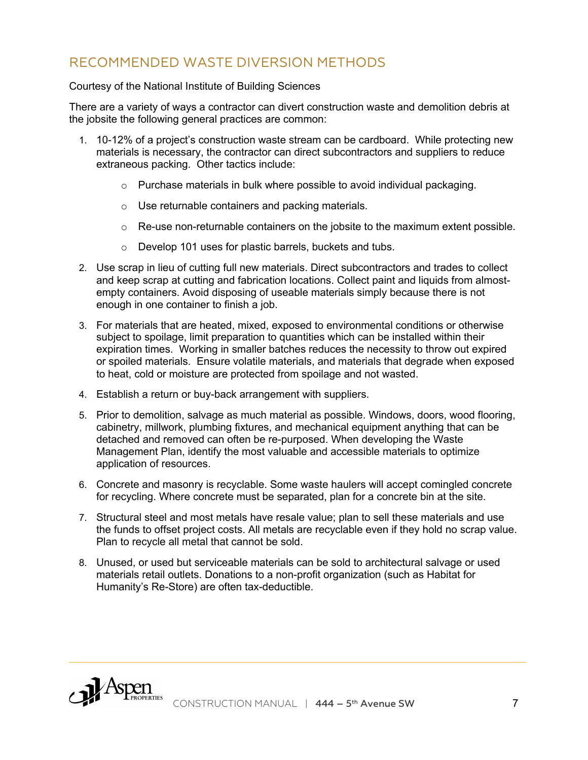## RECOMMENDED WASTE DIVERSION METHODS

Courtesy of the National Institute of Building Sciences

There are a variety of ways a contractor can divert construction waste and demolition debris at the jobsite the following general practices are common:

1. 10-12% of a project's construction waste stream can be cardboard. While protecting new materials is necessary, the contractor can direct subcontractors and suppliers to reduce extraneous packing. Other tactics include:
   - Purchase materials in bulk where possible to avoid individual packaging.
   - Use returnable containers and packing materials.
   - Re-use non-returnable containers on the jobsite to the maximum extent possible.
   - Develop 101 uses for plastic barrels, buckets and tubs.
2. Use scrap in lieu of cutting full new materials. Direct subcontractors and trades to collect and keep scrap at cutting and fabrication locations. Collect paint and liquids from almost-empty containers. Avoid disposing of useable materials simply because there is not enough in one container to finish a job.
3. For materials that are heated, mixed, exposed to environmental conditions or otherwise subject to spoilage, limit preparation to quantities which can be installed within their expiration times. Working in smaller batches reduces the necessity to throw out expired or spoiled materials. Ensure volatile materials, and materials that degrade when exposed to heat, cold or moisture are protected from spoilage and not wasted.
4. Establish a return or buy-back arrangement with suppliers.
5. Prior to demolition, salvage as much material as possible. Windows, doors, wood flooring, cabinetry, millwork, plumbing fixtures, and mechanical equipment anything that can be detached and removed can often be re-purposed. When developing the Waste Management Plan, identify the most valuable and accessible materials to optimize application of resources.
6. Concrete and masonry is recyclable. Some waste haulers will accept comingled concrete for recycling. Where concrete must be separated, plan for a concrete bin at the site.
7. Structural steel and most metals have resale value; plan to sell these materials and use the funds to offset project costs. All metals are recyclable even if they hold no scrap value. Plan to recycle all metal that cannot be sold.
8. Unused, or used but serviceable materials can be sold to architectural salvage or used materials retail outlets. Donations to a non-profit organization (such as Habitat for Humanity's Re-Store) are often tax-deductible.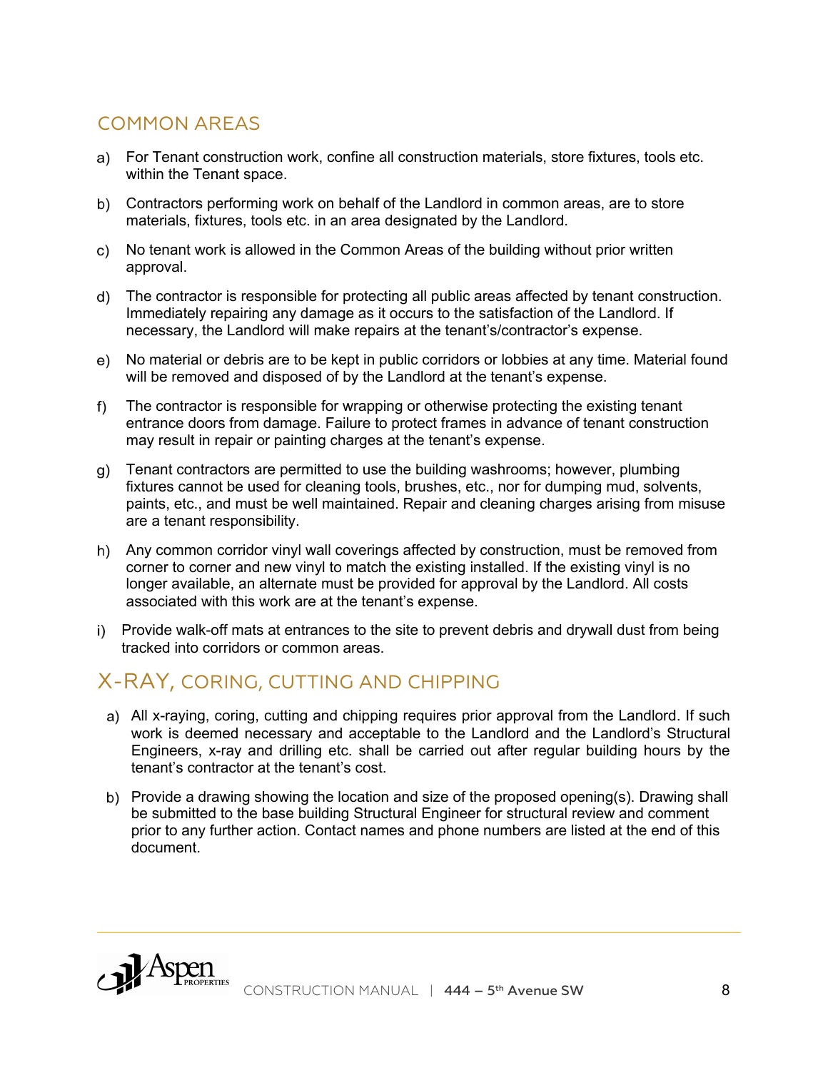## COMMON AREAS

a) For Tenant construction work, confine all construction materials, store fixtures, tools etc. within the Tenant space.

b) Contractors performing work on behalf of the Landlord in common areas, are to store materials, fixtures, tools etc. in an area designated by the Landlord.

c) No tenant work is allowed in the Common Areas of the building without prior written approval.

d) The contractor is responsible for protecting all public areas affected by tenant construction. Immediately repairing any damage as it occurs to the satisfaction of the Landlord. If necessary, the Landlord will make repairs at the tenant's/contractor's expense.

e) No material or debris are to be kept in public corridors or lobbies at any time. Material found will be removed and disposed of by the Landlord at the tenant's expense.

f) The contractor is responsible for wrapping or otherwise protecting the existing tenant entrance doors from damage. Failure to protect frames in advance of tenant construction may result in repair or painting charges at the tenant's expense.

g) Tenant contractors are permitted to use the building washrooms; however, plumbing fixtures cannot be used for cleaning tools, brushes, etc., nor for dumping mud, solvents, paints, etc., and must be well maintained. Repair and cleaning charges arising from misuse are a tenant responsibility.

h) Any common corridor vinyl wall coverings affected by construction, must be removed from corner to corner and new vinyl to match the existing installed. If the existing vinyl is no longer available, an alternate must be provided for approval by the Landlord. All costs associated with this work are at the tenant's expense.

i) Provide walk-off mats at entrances to the site to prevent debris and drywall dust from being tracked into corridors or common areas.

## X-RAY, CORING, CUTTING AND CHIPPING

a) All x-raying, coring, cutting and chipping requires prior approval from the Landlord. If such work is deemed necessary and acceptable to the Landlord and the Landlord's Structural Engineers, x-ray and drilling etc. shall be carried out after regular building hours by the tenant's contractor at the tenant's cost.

b) Provide a drawing showing the location and size of the proposed opening(s). Drawing shall be submitted to the base building Structural Engineer for structural review and comment prior to any further action. Contact names and phone numbers are listed at the end of this document.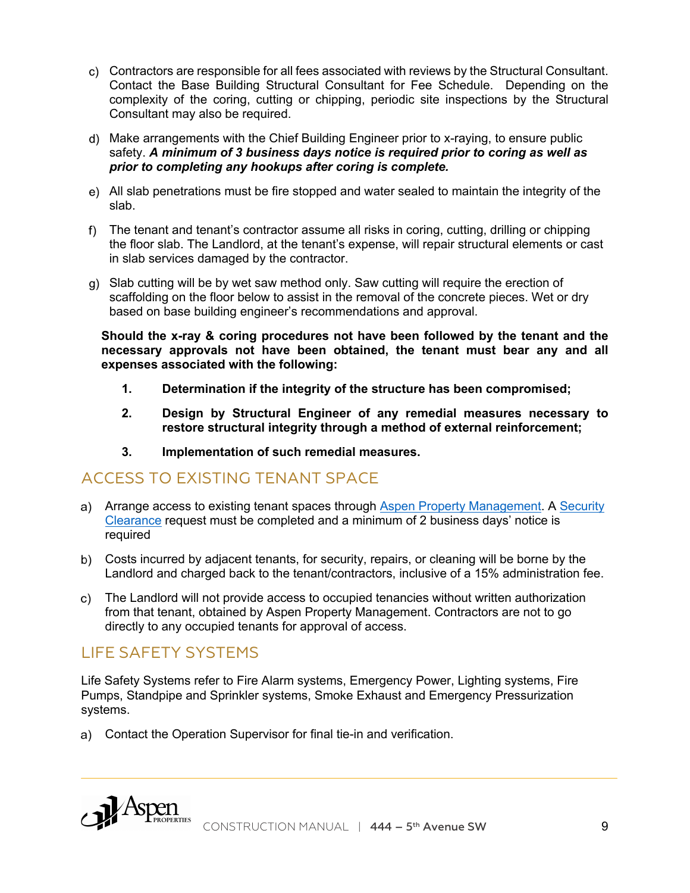c) Contractors are responsible for all fees associated with reviews by the Structural Consultant. Contact the Base Building Structural Consultant for Fee Schedule. Depending on the complexity of the coring, cutting or chipping, periodic site inspections by the Structural Consultant may also be required.

d) Make arrangements with the Chief Building Engineer prior to x-raying, to ensure public safety. ***A minimum of 3 business days notice is required prior to coring as well as prior to completing any hookups after coring is complete.***

e) All slab penetrations must be fire stopped and water sealed to maintain the integrity of the slab.

f) The tenant and tenant's contractor assume all risks in coring, cutting, drilling or chipping the floor slab. The Landlord, at the tenant's expense, will repair structural elements or cast in slab services damaged by the contractor.

g) Slab cutting will be by wet saw method only. Saw cutting will require the erection of scaffolding on the floor below to assist in the removal of the concrete pieces. Wet or dry based on base building engineer's recommendations and approval.

**Should the x-ray & coring procedures not have been followed by the tenant and the necessary approvals not have been obtained, the tenant must bear any and all expenses associated with the following:**

1. **Determination if the integrity of the structure has been compromised;**
2. **Design by Structural Engineer of any remedial measures necessary to restore structural integrity through a method of external reinforcement;**
3. **Implementation of such remedial measures.**

## ACCESS TO EXISTING TENANT SPACE

a) Arrange access to existing tenant spaces through Aspen Property Management. A Security Clearance request must be completed and a minimum of 2 business days' notice is required

b) Costs incurred by adjacent tenants, for security, repairs, or cleaning will be borne by the Landlord and charged back to the tenant/contractors, inclusive of a 15% administration fee.

c) The Landlord will not provide access to occupied tenancies without written authorization from that tenant, obtained by Aspen Property Management. Contractors are not to go directly to any occupied tenants for approval of access.

## LIFE SAFETY SYSTEMS

Life Safety Systems refer to Fire Alarm systems, Emergency Power, Lighting systems, Fire Pumps, Standpipe and Sprinkler systems, Smoke Exhaust and Emergency Pressurization systems.

a) Contact the Operation Supervisor for final tie-in and verification.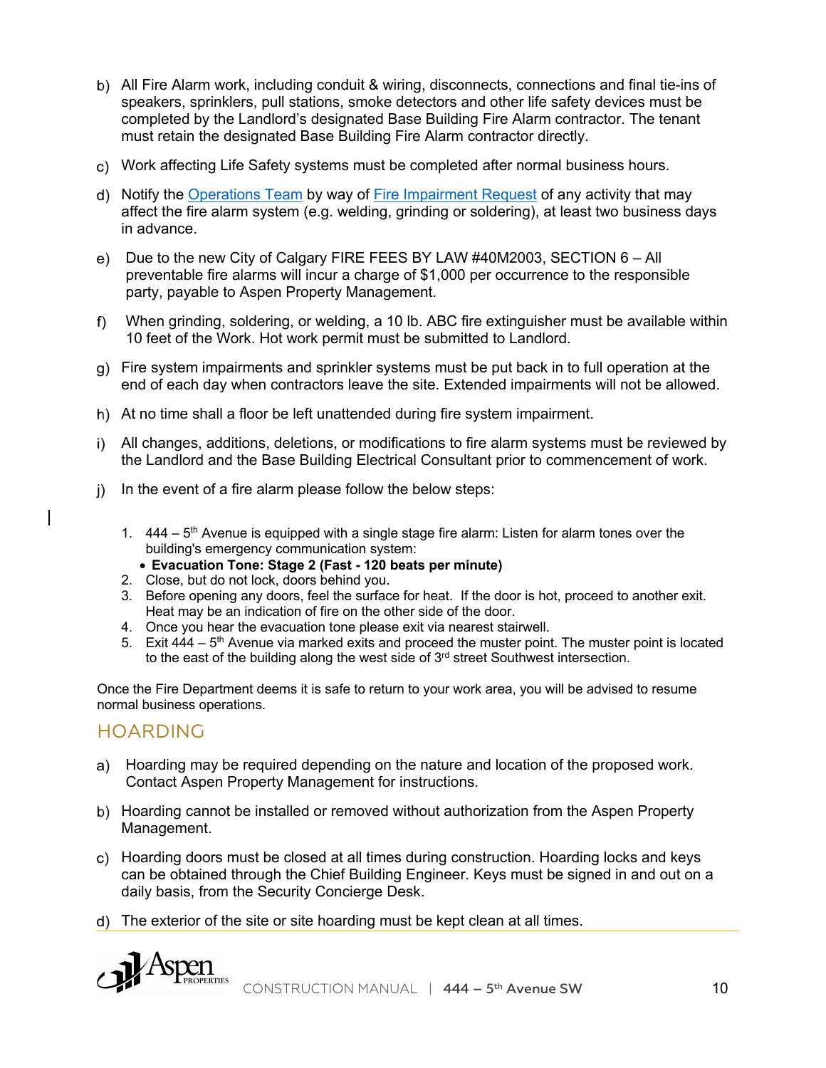b) All Fire Alarm work, including conduit & wiring, disconnects, connections and final tie-ins of speakers, sprinklers, pull stations, smoke detectors and other life safety devices must be completed by the Landlord's designated Base Building Fire Alarm contractor. The tenant must retain the designated Base Building Fire Alarm contractor directly.

c) Work affecting Life Safety systems must be completed after normal business hours.

d) Notify the Operations Team by way of Fire Impairment Request of any activity that may affect the fire alarm system (e.g. welding, grinding or soldering), at least two business days in advance.

e) Due to the new City of Calgary FIRE FEES BY LAW #40M2003, SECTION 6 – All preventable fire alarms will incur a charge of $1,000 per occurrence to the responsible party, payable to Aspen Property Management.

f) When grinding, soldering, or welding, a 10 lb. ABC fire extinguisher must be available within 10 feet of the Work. Hot work permit must be submitted to Landlord.

g) Fire system impairments and sprinkler systems must be put back in to full operation at the end of each day when contractors leave the site. Extended impairments will not be allowed.

h) At no time shall a floor be left unattended during fire system impairment.

i) All changes, additions, deletions, or modifications to fire alarm systems must be reviewed by the Landlord and the Base Building Electrical Consultant prior to commencement of work.

j) In the event of a fire alarm please follow the below steps:

1. 444 – 5th Avenue is equipped with a single stage fire alarm: Listen for alarm tones over the building's emergency communication system:
   - **Evacuation Tone: Stage 2 (Fast - 120 beats per minute)**
2. Close, but do not lock, doors behind you.
3. Before opening any doors, feel the surface for heat. If the door is hot, proceed to another exit. Heat may be an indication of fire on the other side of the door.
4. Once you hear the evacuation tone please exit via nearest stairwell.
5. Exit 444 – 5th Avenue via marked exits and proceed the muster point. The muster point is located to the east of the building along the west side of 3rd street Southwest intersection.

Once the Fire Department deems it is safe to return to your work area, you will be advised to resume normal business operations.

## HOARDING

a) Hoarding may be required depending on the nature and location of the proposed work. Contact Aspen Property Management for instructions.

b) Hoarding cannot be installed or removed without authorization from the Aspen Property Management.

c) Hoarding doors must be closed at all times during construction. Hoarding locks and keys can be obtained through the Chief Building Engineer. Keys must be signed in and out on a daily basis, from the Security Concierge Desk.

d) The exterior of the site or site hoarding must be kept clean at all times.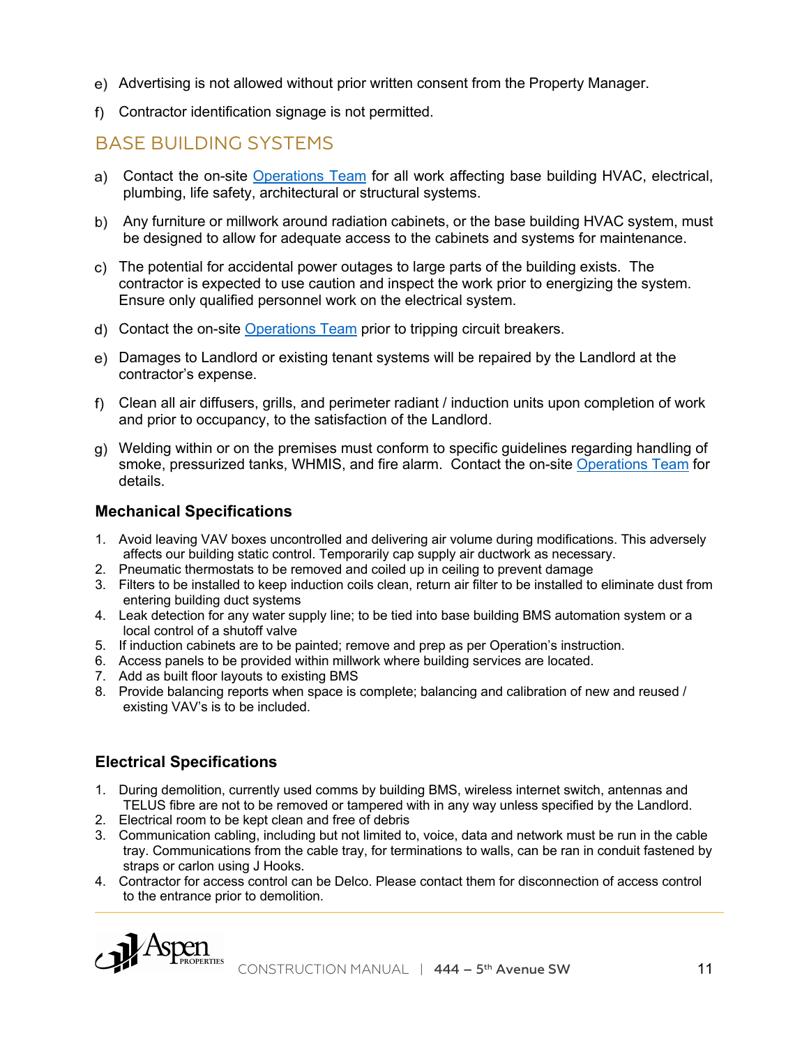e) Advertising is not allowed without prior written consent from the Property Manager.

f) Contractor identification signage is not permitted.

## BASE BUILDING SYSTEMS

a) Contact the on-site Operations Team for all work affecting base building HVAC, electrical, plumbing, life safety, architectural or structural systems.

b) Any furniture or millwork around radiation cabinets, or the base building HVAC system, must be designed to allow for adequate access to the cabinets and systems for maintenance.

c) The potential for accidental power outages to large parts of the building exists. The contractor is expected to use caution and inspect the work prior to energizing the system. Ensure only qualified personnel work on the electrical system.

d) Contact the on-site Operations Team prior to tripping circuit breakers.

e) Damages to Landlord or existing tenant systems will be repaired by the Landlord at the contractor's expense.

f) Clean all air diffusers, grills, and perimeter radiant / induction units upon completion of work and prior to occupancy, to the satisfaction of the Landlord.

g) Welding within or on the premises must conform to specific guidelines regarding handling of smoke, pressurized tanks, WHMIS, and fire alarm. Contact the on-site Operations Team for details.

### Mechanical Specifications

1. Avoid leaving VAV boxes uncontrolled and delivering air volume during modifications. This adversely affects our building static control. Temporarily cap supply air ductwork as necessary.
2. Pneumatic thermostats to be removed and coiled up in ceiling to prevent damage
3. Filters to be installed to keep induction coils clean, return air filter to be installed to eliminate dust from entering building duct systems
4. Leak detection for any water supply line; to be tied into base building BMS automation system or a local control of a shutoff valve
5. If induction cabinets are to be painted; remove and prep as per Operation's instruction.
6. Access panels to be provided within millwork where building services are located.
7. Add as built floor layouts to existing BMS
8. Provide balancing reports when space is complete; balancing and calibration of new and reused / existing VAV's is to be included.

### Electrical Specifications

1. During demolition, currently used comms by building BMS, wireless internet switch, antennas and TELUS fibre are not to be removed or tampered with in any way unless specified by the Landlord.
2. Electrical room to be kept clean and free of debris
3. Communication cabling, including but not limited to, voice, data and network must be run in the cable tray. Communications from the cable tray, for terminations to walls, can be ran in conduit fastened by straps or carlon using J Hooks.
4. Contractor for access control can be Delco. Please contact them for disconnection of access control to the entrance prior to demolition.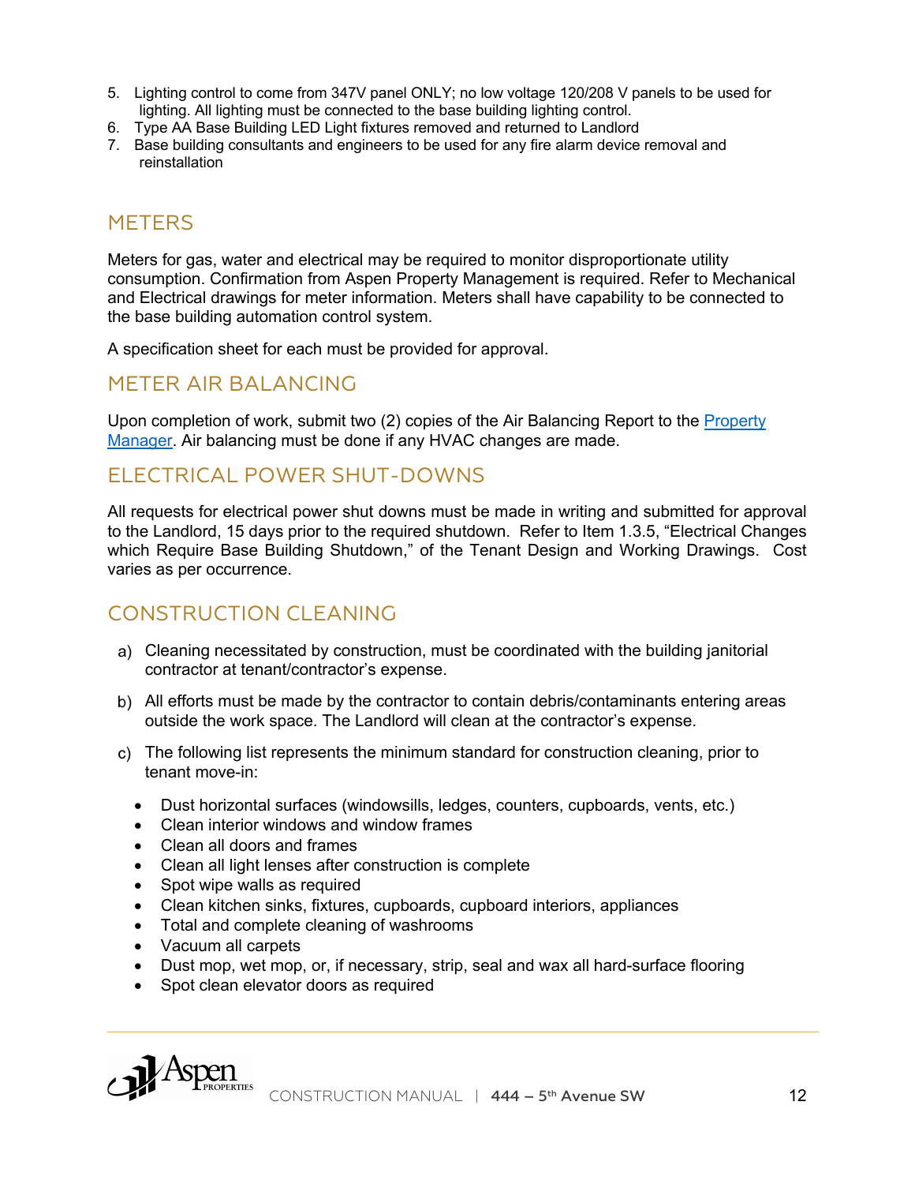5. Lighting control to come from 347V panel ONLY; no low voltage 120/208 V panels to be used for lighting. All lighting must be connected to the base building lighting control.
6. Type AA Base Building LED Light fixtures removed and returned to Landlord
7. Base building consultants and engineers to be used for any fire alarm device removal and reinstallation

## METERS

Meters for gas, water and electrical may be required to monitor disproportionate utility consumption. Confirmation from Aspen Property Management is required. Refer to Mechanical and Electrical drawings for meter information. Meters shall have capability to be connected to the base building automation control system.

A specification sheet for each must be provided for approval.

## METER AIR BALANCING

Upon completion of work, submit two (2) copies of the Air Balancing Report to the Property Manager. Air balancing must be done if any HVAC changes are made.

## ELECTRICAL POWER SHUT-DOWNS

All requests for electrical power shut downs must be made in writing and submitted for approval to the Landlord, 15 days prior to the required shutdown. Refer to Item 1.3.5, "Electrical Changes which Require Base Building Shutdown," of the Tenant Design and Working Drawings. Cost varies as per occurrence.

## CONSTRUCTION CLEANING

a) Cleaning necessitated by construction, must be coordinated with the building janitorial contractor at tenant/contractor's expense.

b) All efforts must be made by the contractor to contain debris/contaminants entering areas outside the work space. The Landlord will clean at the contractor's expense.

c) The following list represents the minimum standard for construction cleaning, prior to tenant move-in:

- Dust horizontal surfaces (windowsills, ledges, counters, cupboards, vents, etc.)
- Clean interior windows and window frames
- Clean all doors and frames
- Clean all light lenses after construction is complete
- Spot wipe walls as required
- Clean kitchen sinks, fixtures, cupboards, cupboard interiors, appliances
- Total and complete cleaning of washrooms
- Vacuum all carpets
- Dust mop, wet mop, or, if necessary, strip, seal and wax all hard-surface flooring
- Spot clean elevator doors as required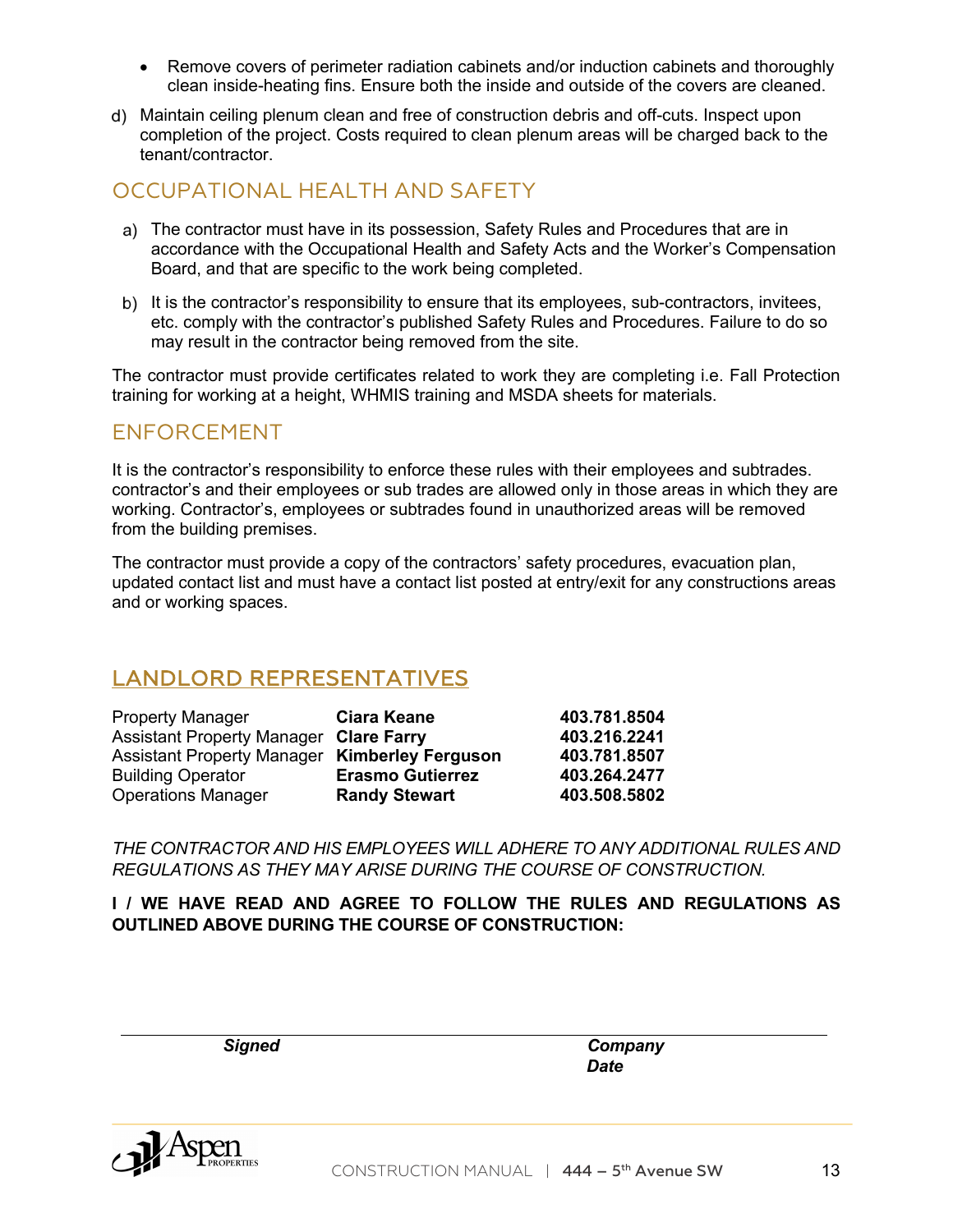- Remove covers of perimeter radiation cabinets and/or induction cabinets and thoroughly clean inside-heating fins. Ensure both the inside and outside of the covers are cleaned.

d) Maintain ceiling plenum clean and free of construction debris and off-cuts. Inspect upon completion of the project. Costs required to clean plenum areas will be charged back to the tenant/contractor.

## OCCUPATIONAL HEALTH AND SAFETY

a) The contractor must have in its possession, Safety Rules and Procedures that are in accordance with the Occupational Health and Safety Acts and the Worker's Compensation Board, and that are specific to the work being completed.

b) It is the contractor's responsibility to ensure that its employees, sub-contractors, invitees, etc. comply with the contractor's published Safety Rules and Procedures. Failure to do so may result in the contractor being removed from the site.

The contractor must provide certificates related to work they are completing i.e. Fall Protection training for working at a height, WHMIS training and MSDA sheets for materials.

## ENFORCEMENT

It is the contractor's responsibility to enforce these rules with their employees and subtrades. contractor's and their employees or sub trades are allowed only in those areas in which they are working. Contractor's, employees or subtrades found in unauthorized areas will be removed from the building premises.

The contractor must provide a copy of the contractors' safety procedures, evacuation plan, updated contact list and must have a contact list posted at entry/exit for any constructions areas and or working spaces.

## LANDLORD REPRESENTATIVES

| | | |
|---|---|---|
| Property Manager | **Ciara Keane** | **403.781.8504** |
| Assistant Property Manager | **Clare Farry** | **403.216.2241** |
| Assistant Property Manager | **Kimberley Ferguson** | **403.781.8507** |
| Building Operator | **Erasmo Gutierrez** | **403.264.2477** |
| Operations Manager | **Randy Stewart** | **403.508.5802** |

*THE CONTRACTOR AND HIS EMPLOYEES WILL ADHERE TO ANY ADDITIONAL RULES AND REGULATIONS AS THEY MAY ARISE DURING THE COURSE OF CONSTRUCTION.*

**I / WE HAVE READ AND AGREE TO FOLLOW THE RULES AND REGULATIONS AS OUTLINED ABOVE DURING THE COURSE OF CONSTRUCTION:**

***Signed*** ***Company***

***Date***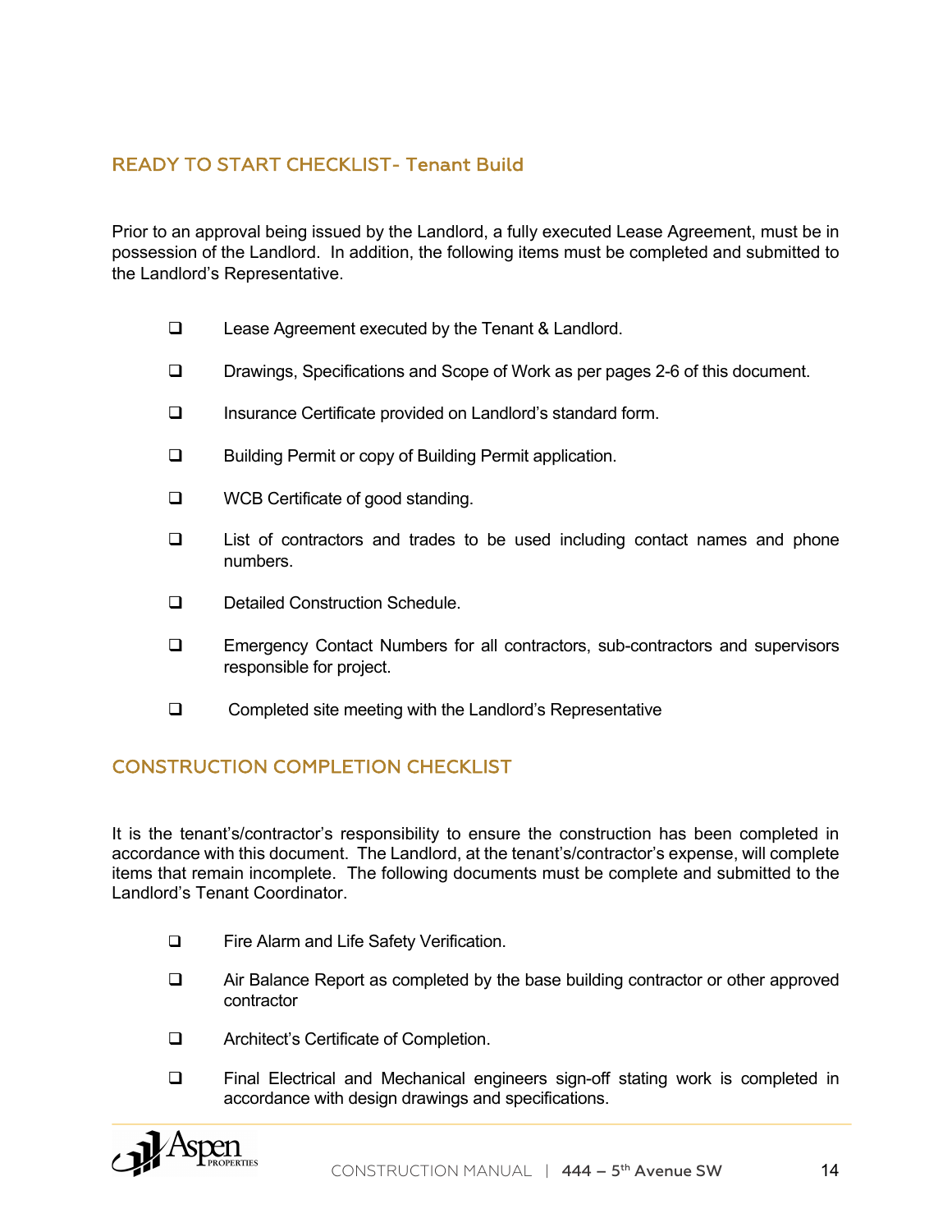## READY TO START CHECKLIST- Tenant Build

Prior to an approval being issued by the Landlord, a fully executed Lease Agreement, must be in possession of the Landlord. In addition, the following items must be completed and submitted to the Landlord's Representative.

- ☐ Lease Agreement executed by the Tenant & Landlord.
- ☐ Drawings, Specifications and Scope of Work as per pages 2-6 of this document.
- ☐ Insurance Certificate provided on Landlord's standard form.
- ☐ Building Permit or copy of Building Permit application.
- ☐ WCB Certificate of good standing.
- ☐ List of contractors and trades to be used including contact names and phone numbers.
- ☐ Detailed Construction Schedule.
- ☐ Emergency Contact Numbers for all contractors, sub-contractors and supervisors responsible for project.
- ☐ Completed site meeting with the Landlord's Representative

## CONSTRUCTION COMPLETION CHECKLIST

It is the tenant's/contractor's responsibility to ensure the construction has been completed in accordance with this document. The Landlord, at the tenant's/contractor's expense, will complete items that remain incomplete. The following documents must be complete and submitted to the Landlord's Tenant Coordinator.

- ☐ Fire Alarm and Life Safety Verification.
- ☐ Air Balance Report as completed by the base building contractor or other approved contractor
- ☐ Architect's Certificate of Completion.
- ☐ Final Electrical and Mechanical engineers sign-off stating work is completed in accordance with design drawings and specifications.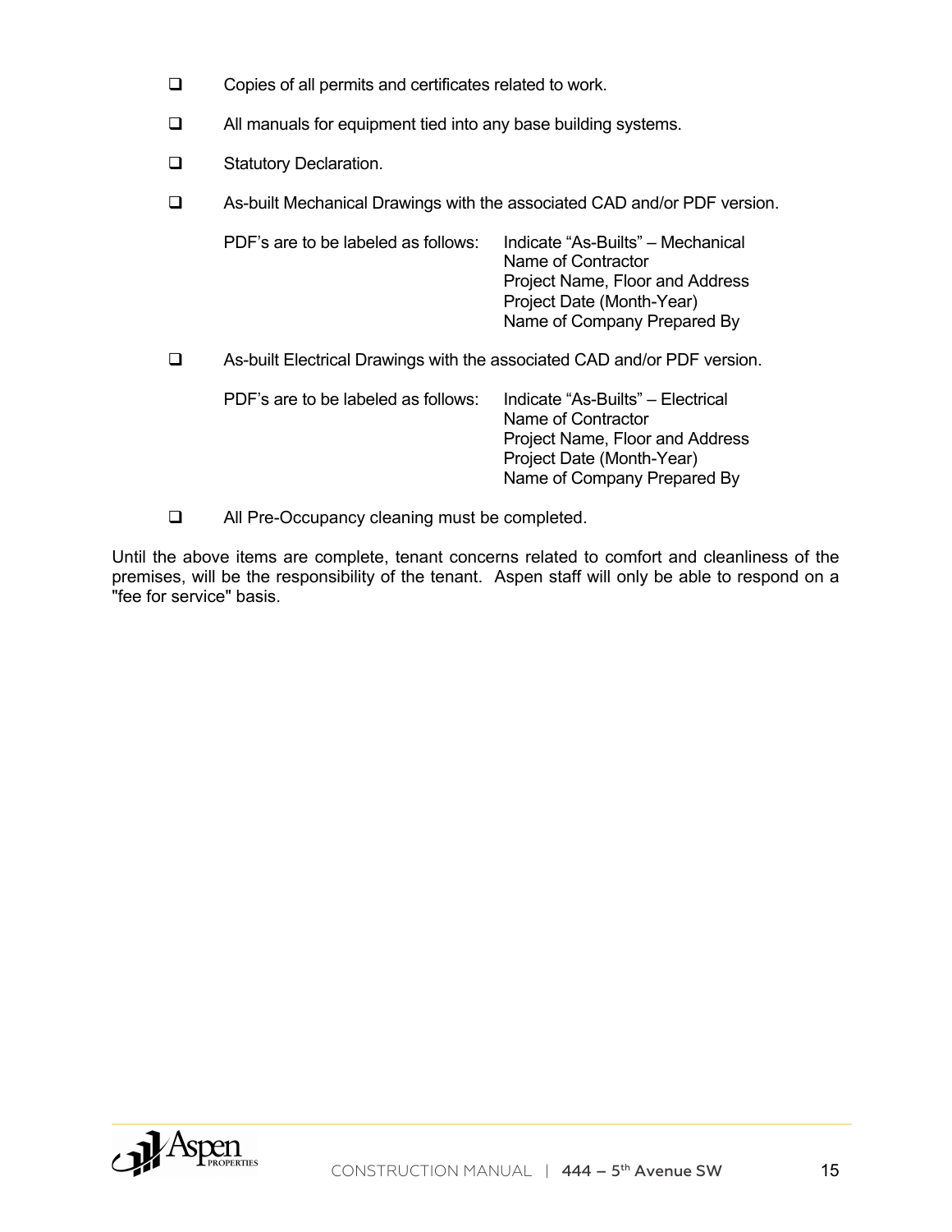- [ ] Copies of all permits and certificates related to work.
- [ ] All manuals for equipment tied into any base building systems.
- [ ] Statutory Declaration.
- [ ] As-built Mechanical Drawings with the associated CAD and/or PDF version.

  | PDF's are to be labeled as follows: | Indicate "As-Builts" – Mechanical<br>Name of Contractor<br>Project Name, Floor and Address<br>Project Date (Month-Year)<br>Name of Company Prepared By |
  |---|---|

- [ ] As-built Electrical Drawings with the associated CAD and/or PDF version.

  | PDF's are to be labeled as follows: | Indicate "As-Builts" – Electrical<br>Name of Contractor<br>Project Name, Floor and Address<br>Project Date (Month-Year)<br>Name of Company Prepared By |
  |---|---|

- [ ] All Pre-Occupancy cleaning must be completed.

Until the above items are complete, tenant concerns related to comfort and cleanliness of the premises, will be the responsibility of the tenant. Aspen staff will only be able to respond on a "fee for service" basis.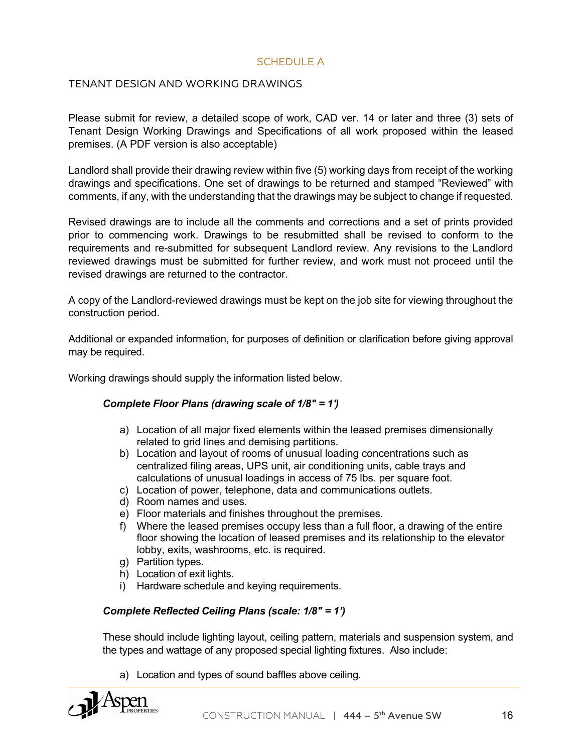# SCHEDULE A

## TENANT DESIGN AND WORKING DRAWINGS

Please submit for review, a detailed scope of work, CAD ver. 14 or later and three (3) sets of Tenant Design Working Drawings and Specifications of all work proposed within the leased premises. (A PDF version is also acceptable)

Landlord shall provide their drawing review within five (5) working days from receipt of the working drawings and specifications. One set of drawings to be returned and stamped "Reviewed" with comments, if any, with the understanding that the drawings may be subject to change if requested.

Revised drawings are to include all the comments and corrections and a set of prints provided prior to commencing work. Drawings to be resubmitted shall be revised to conform to the requirements and re-submitted for subsequent Landlord review. Any revisions to the Landlord reviewed drawings must be submitted for further review, and work must not proceed until the revised drawings are returned to the contractor.

A copy of the Landlord-reviewed drawings must be kept on the job site for viewing throughout the construction period.

Additional or expanded information, for purposes of definition or clarification before giving approval may be required.

Working drawings should supply the information listed below.

***Complete Floor Plans (drawing scale of 1/8" = 1')***

a) Location of all major fixed elements within the leased premises dimensionally related to grid lines and demising partitions.
b) Location and layout of rooms of unusual loading concentrations such as centralized filing areas, UPS unit, air conditioning units, cable trays and calculations of unusual loadings in access of 75 lbs. per square foot.
c) Location of power, telephone, data and communications outlets.
d) Room names and uses.
e) Floor materials and finishes throughout the premises.
f) Where the leased premises occupy less than a full floor, a drawing of the entire floor showing the location of leased premises and its relationship to the elevator lobby, exits, washrooms, etc. is required.
g) Partition types.
h) Location of exit lights.
i) Hardware schedule and keying requirements.

***Complete Reflected Ceiling Plans (scale: 1/8" = 1')***

These should include lighting layout, ceiling pattern, materials and suspension system, and the types and wattage of any proposed special lighting fixtures. Also include:

a) Location and types of sound baffles above ceiling.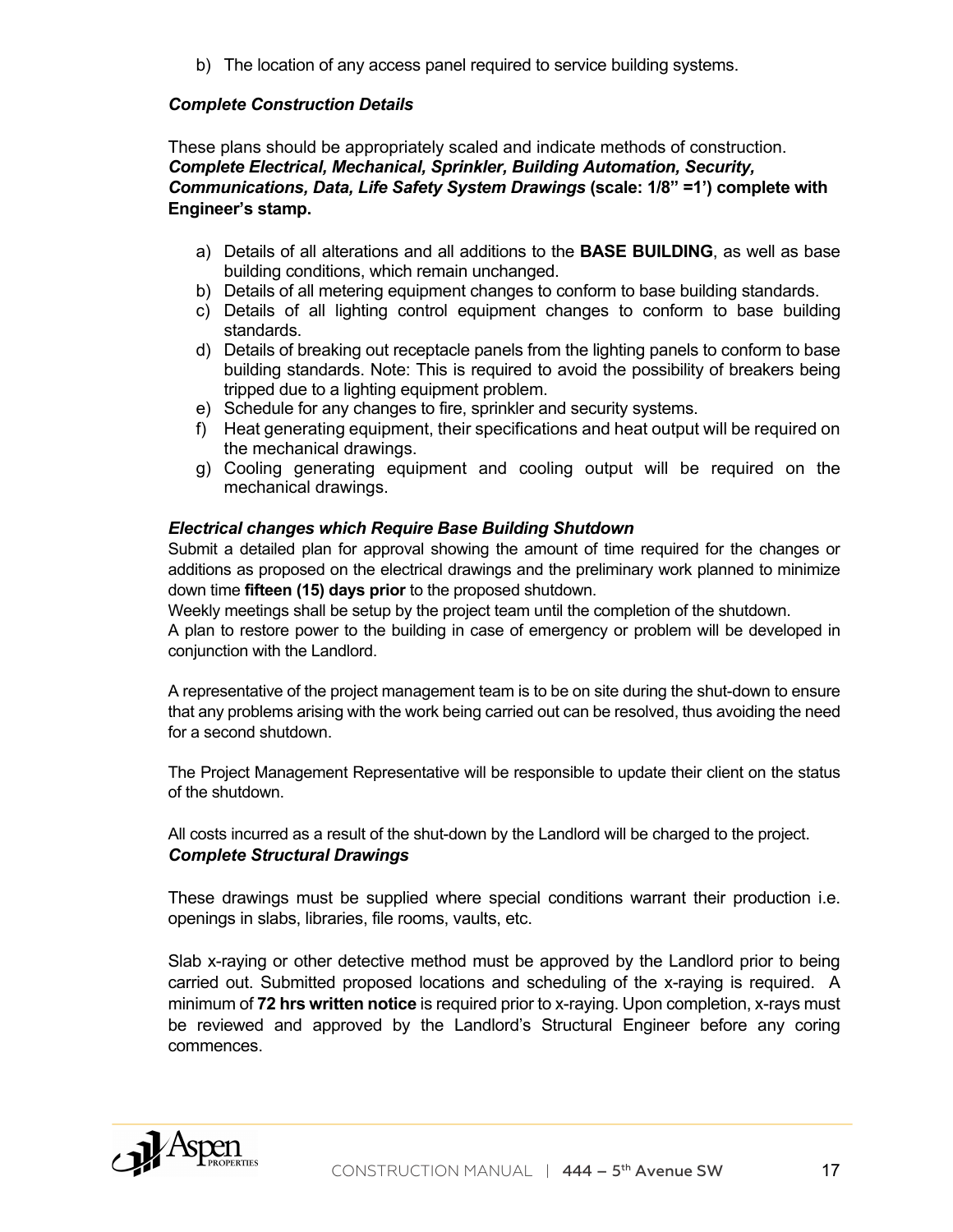b) The location of any access panel required to service building systems.

***Complete Construction Details***

These plans should be appropriately scaled and indicate methods of construction.
***Complete Electrical, Mechanical, Sprinkler, Building Automation, Security, Communications, Data, Life Safety System Drawings*** **(scale: 1/8" =1') complete with Engineer's stamp.**

a) Details of all alterations and all additions to the **BASE BUILDING**, as well as base building conditions, which remain unchanged.
b) Details of all metering equipment changes to conform to base building standards.
c) Details of all lighting control equipment changes to conform to base building standards.
d) Details of breaking out receptacle panels from the lighting panels to conform to base building standards. Note: This is required to avoid the possibility of breakers being tripped due to a lighting equipment problem.
e) Schedule for any changes to fire, sprinkler and security systems.
f) Heat generating equipment, their specifications and heat output will be required on the mechanical drawings.
g) Cooling generating equipment and cooling output will be required on the mechanical drawings.

***Electrical changes which Require Base Building Shutdown***

Submit a detailed plan for approval showing the amount of time required for the changes or additions as proposed on the electrical drawings and the preliminary work planned to minimize down time **fifteen (15) days prior** to the proposed shutdown.
Weekly meetings shall be setup by the project team until the completion of the shutdown.
A plan to restore power to the building in case of emergency or problem will be developed in conjunction with the Landlord.

A representative of the project management team is to be on site during the shut-down to ensure that any problems arising with the work being carried out can be resolved, thus avoiding the need for a second shutdown.

The Project Management Representative will be responsible to update their client on the status of the shutdown.

All costs incurred as a result of the shut-down by the Landlord will be charged to the project.

***Complete Structural Drawings***

These drawings must be supplied where special conditions warrant their production i.e. openings in slabs, libraries, file rooms, vaults, etc.

Slab x-raying or other detective method must be approved by the Landlord prior to being carried out. Submitted proposed locations and scheduling of the x-raying is required. A minimum of **72 hrs written notice** is required prior to x-raying. Upon completion, x-rays must be reviewed and approved by the Landlord's Structural Engineer before any coring commences.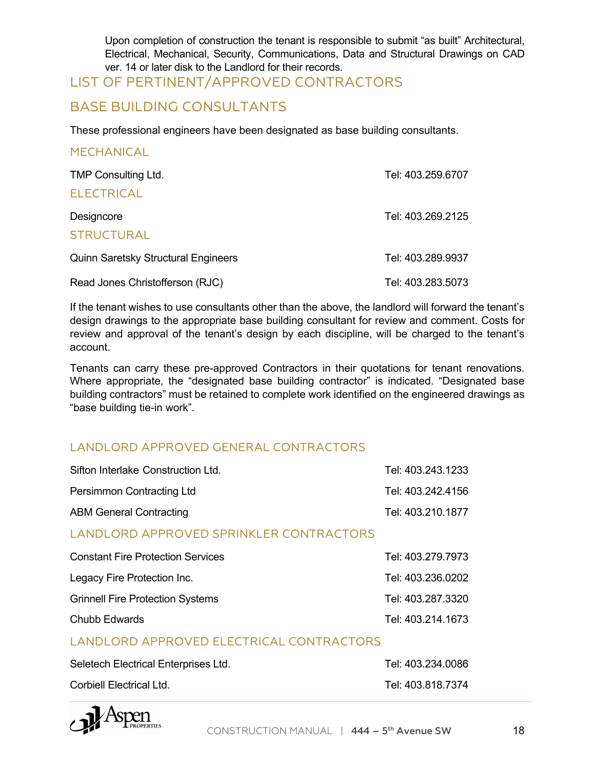Upon completion of construction the tenant is responsible to submit "as built" Architectural, Electrical, Mechanical, Security, Communications, Data and Structural Drawings on CAD ver. 14 or later disk to the Landlord for their records.

## LIST OF PERTINENT/APPROVED CONTRACTORS

## BASE BUILDING CONSULTANTS

These professional engineers have been designated as base building consultants.

### MECHANICAL

| | |
|---|---|
| TMP Consulting Ltd. | Tel: 403.259.6707 |

### ELECTRICAL

| | |
|---|---|
| Designcore | Tel: 403.269.2125 |

### STRUCTURAL

| | |
|---|---|
| Quinn Saretsky Structural Engineers | Tel: 403.289.9937 |
| Read Jones Christofferson (RJC) | Tel: 403.283.5073 |

If the tenant wishes to use consultants other than the above, the landlord will forward the tenant's design drawings to the appropriate base building consultant for review and comment. Costs for review and approval of the tenant's design by each discipline, will be charged to the tenant's account.

Tenants can carry these pre-approved Contractors in their quotations for tenant renovations. Where appropriate, the "designated base building contractor" is indicated. "Designated base building contractors" must be retained to complete work identified on the engineered drawings as "base building tie-in work".

### LANDLORD APPROVED GENERAL CONTRACTORS

| | |
|---|---|
| Sifton Interlake Construction Ltd. | Tel: 403.243.1233 |
| Persimmon Contracting Ltd | Tel: 403.242.4156 |
| ABM General Contracting | Tel: 403.210.1877 |

### LANDLORD APPROVED SPRINKLER CONTRACTORS

| | |
|---|---|
| Constant Fire Protection Services | Tel: 403.279.7973 |
| Legacy Fire Protection Inc. | Tel: 403.236.0202 |
| Grinnell Fire Protection Systems | Tel: 403.287.3320 |
| Chubb Edwards | Tel: 403.214.1673 |

### LANDLORD APPROVED ELECTRICAL CONTRACTORS

| | |
|---|---|
| Seletech Electrical Enterprises Ltd. | Tel: 403.234.0086 |
| Corbiell Electrical Ltd. | Tel: 403.818.7374 |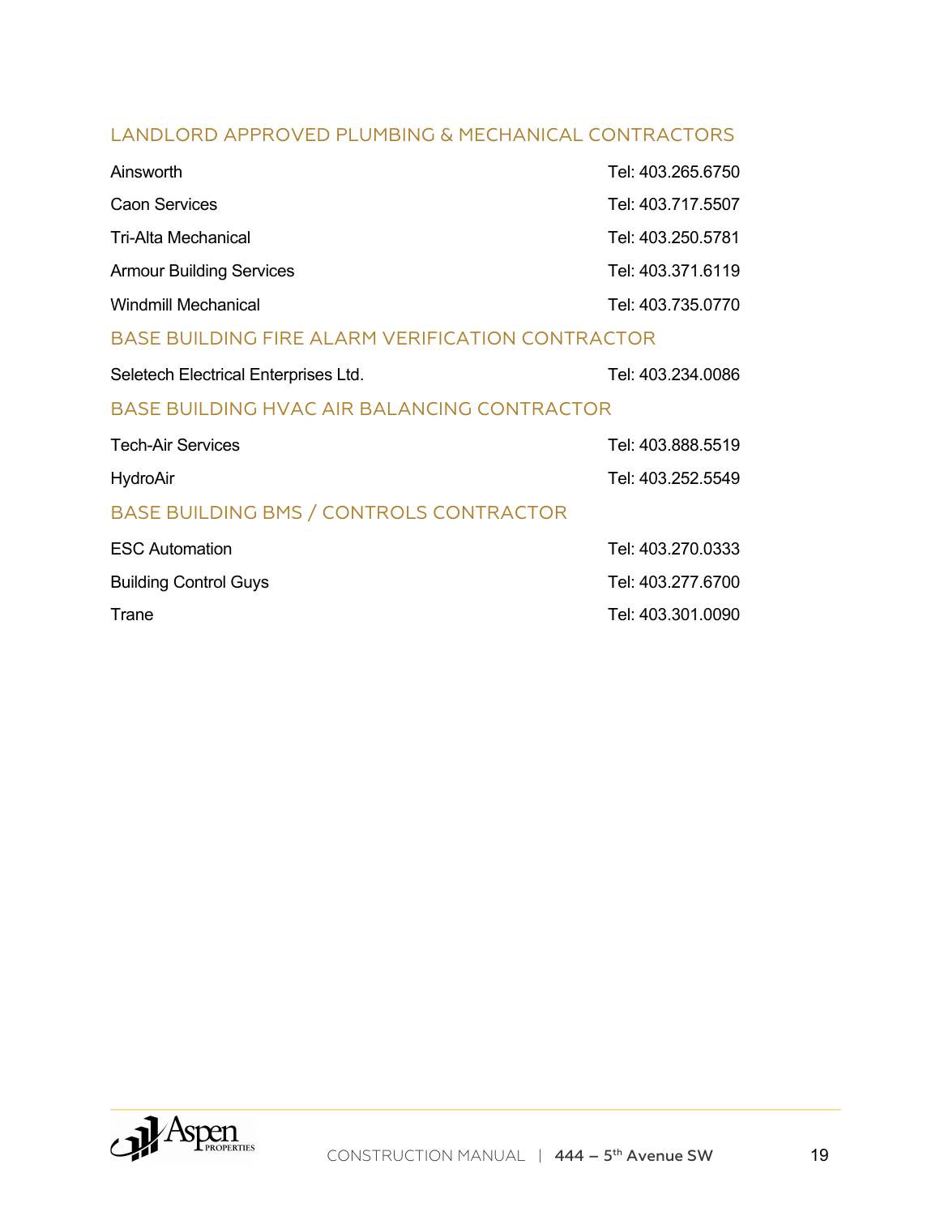## LANDLORD APPROVED PLUMBING & MECHANICAL CONTRACTORS

| | |
|---|---|
| Ainsworth | Tel: 403.265.6750 |
| Caon Services | Tel: 403.717.5507 |
| Tri-Alta Mechanical | Tel: 403.250.5781 |
| Armour Building Services | Tel: 403.371.6119 |
| Windmill Mechanical | Tel: 403.735.0770 |

## BASE BUILDING FIRE ALARM VERIFICATION CONTRACTOR

| | |
|---|---|
| Seletech Electrical Enterprises Ltd. | Tel: 403.234.0086 |

## BASE BUILDING HVAC AIR BALANCING CONTRACTOR

| | |
|---|---|
| Tech-Air Services | Tel: 403.888.5519 |
| HydroAir | Tel: 403.252.5549 |

## BASE BUILDING BMS / CONTROLS CONTRACTOR

| | |
|---|---|
| ESC Automation | Tel: 403.270.0333 |
| Building Control Guys | Tel: 403.277.6700 |
| Trane | Tel: 403.301.0090 |